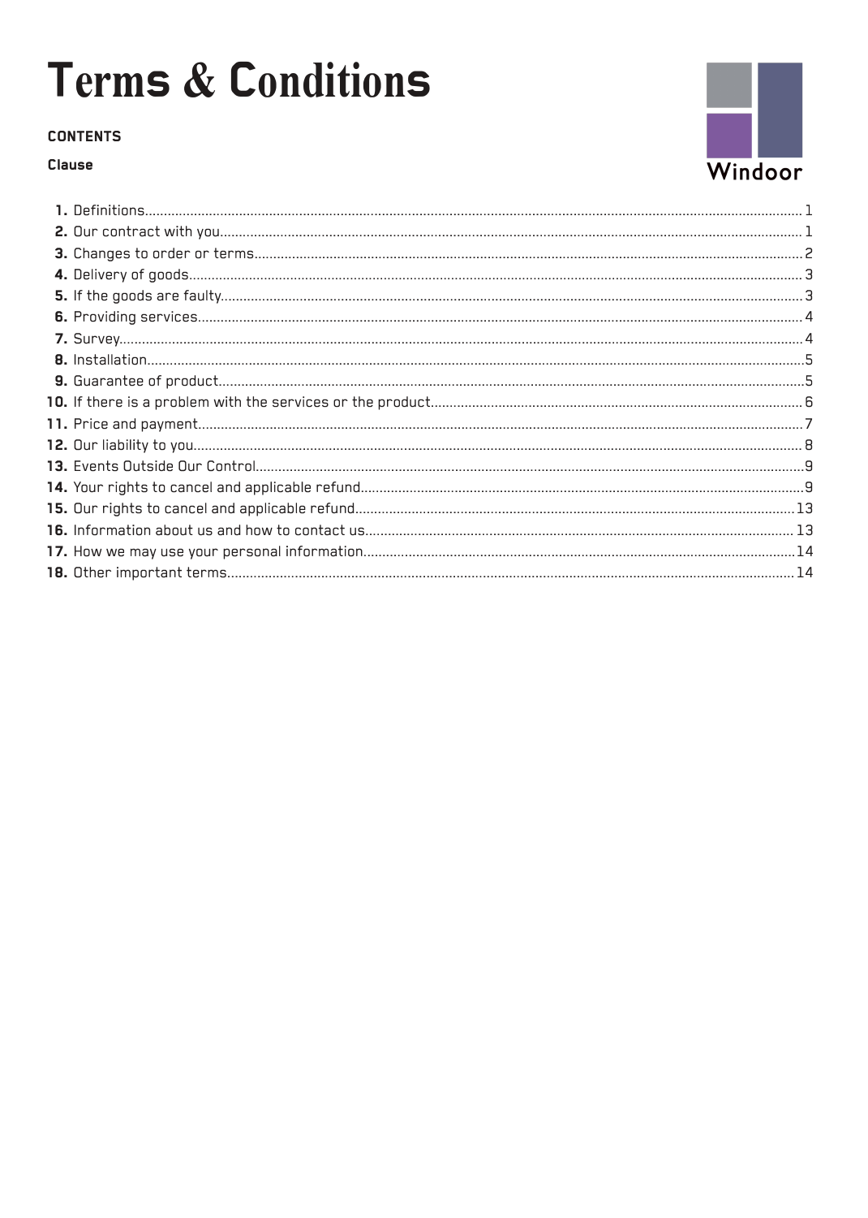# Terms & Conditions

Windoor

**CONTENTS**

**Clause**

| Clause | | Page |
|---|---|---|
| **1.** | Definitions | 1 |
| **2.** | Our contract with you | 1 |
| **3.** | Changes to order or terms | 2 |
| **4.** | Delivery of goods | 3 |
| **5.** | If the goods are faulty | 3 |
| **6.** | Providing services | 4 |
| **7.** | Survey | 4 |
| **8.** | Installation | 5 |
| **9.** | Guarantee of product | 5 |
| **10.** | If there is a problem with the services or the product | 6 |
| **11.** | Price and payment | 7 |
| **12.** | Our liability to you | 8 |
| **13.** | Events Outside Our Control | 9 |
| **14.** | Your rights to cancel and applicable refund | 9 |
| **15.** | Our rights to cancel and applicable refund | 13 |
| **16.** | Information about us and how to contact us | 13 |
| **17.** | How we may use your personal information | 14 |
| **18.** | Other important terms | 14 |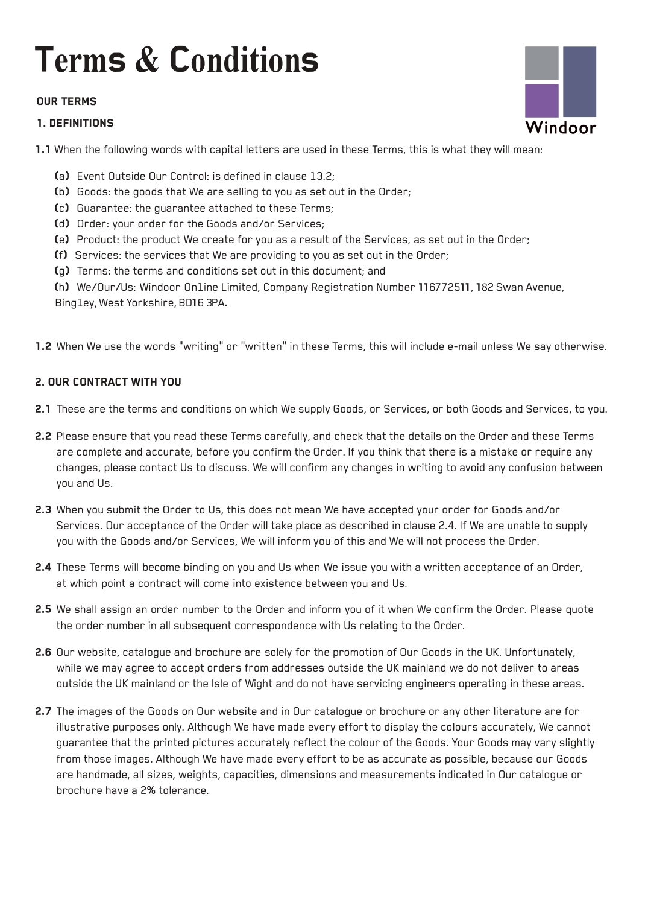# Terms & Conditions

Windoor

### OUR TERMS

### 1. DEFINITIONS

**1.1** When the following words with capital letters are used in these Terms, this is what they will mean:

(a) Event Outside Our Control: is defined in clause 13.2;

(b) Goods: the goods that We are selling to you as set out in the Order;

(c) Guarantee: the guarantee attached to these Terms;

(d) Order: your order for the Goods and/or Services;

(e) Product: the product We create for you as a result of the Services, as set out in the Order;

(f) Services: the services that We are providing to you as set out in the Order;

(g) Terms: the terms and conditions set out in this document; and

(h) We/Our/Us: Windoor Online Limited, Company Registration Number 11677251​1, 182 Swan Avenue, Bingley, West Yorkshire, BD16 3PA.

**1.2** When We use the words "writing" or "written" in these Terms, this will include e-mail unless We say otherwise.

### 2. OUR CONTRACT WITH YOU

**2.1** These are the terms and conditions on which We supply Goods, or Services, or both Goods and Services, to you.

**2.2** Please ensure that you read these Terms carefully, and check that the details on the Order and these Terms are complete and accurate, before you confirm the Order. If you think that there is a mistake or require any changes, please contact Us to discuss. We will confirm any changes in writing to avoid any confusion between you and Us.

**2.3** When you submit the Order to Us, this does not mean We have accepted your order for Goods and/or Services. Our acceptance of the Order will take place as described in clause 2.4. If We are unable to supply you with the Goods and/or Services, We will inform you of this and We will not process the Order.

**2.4** These Terms will become binding on you and Us when We issue you with a written acceptance of an Order, at which point a contract will come into existence between you and Us.

**2.5** We shall assign an order number to the Order and inform you of it when We confirm the Order. Please quote the order number in all subsequent correspondence with Us relating to the Order.

**2.6** Our website, catalogue and brochure are solely for the promotion of Our Goods in the UK. Unfortunately, while we may agree to accept orders from addresses outside the UK mainland we do not deliver to areas outside the UK mainland or the Isle of Wight and do not have servicing engineers operating in these areas.

**2.7** The images of the Goods on Our website and in Our catalogue or brochure or any other literature are for illustrative purposes only. Although We have made every effort to display the colours accurately, We cannot guarantee that the printed pictures accurately reflect the colour of the Goods. Your Goods may vary slightly from those images. Although We have made every effort to be as accurate as possible, because our Goods are handmade, all sizes, weights, capacities, dimensions and measurements indicated in Our catalogue or brochure have a 2% tolerance.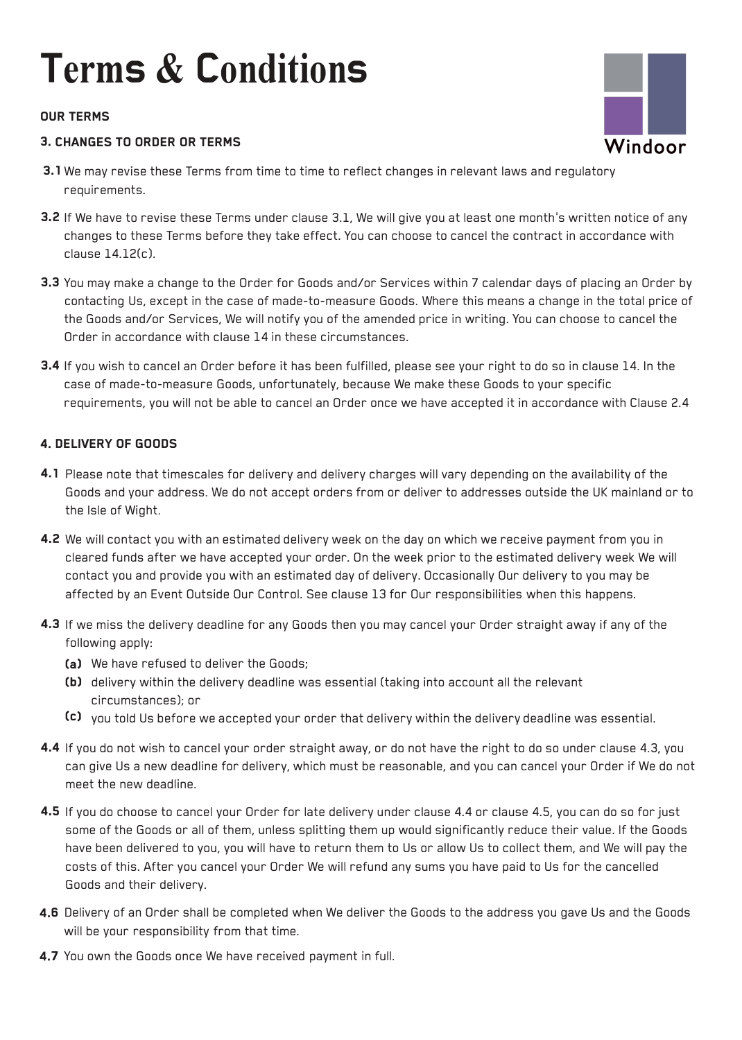# Terms & Conditions

**OUR TERMS**

**3. CHANGES TO ORDER OR TERMS**

**3.1** We may revise these Terms from time to time to reflect changes in relevant laws and regulatory requirements.

**3.2** If We have to revise these Terms under clause 3.1, We will give you at least one month's written notice of any changes to these Terms before they take effect. You can choose to cancel the contract in accordance with clause 14.12(c).

**3.3** You may make a change to the Order for Goods and/or Services within 7 calendar days of placing an Order by contacting Us, except in the case of made-to-measure Goods. Where this means a change in the total price of the Goods and/or Services, We will notify you of the amended price in writing. You can choose to cancel the Order in accordance with clause 14 in these circumstances.

**3.4** If you wish to cancel an Order before it has been fulfilled, please see your right to do so in clause 14. In the case of made-to-measure Goods, unfortunately, because We make these Goods to your specific requirements, you will not be able to cancel an Order once we have accepted it in accordance with Clause 2.4

**4. DELIVERY OF GOODS**

**4.1** Please note that timescales for delivery and delivery charges will vary depending on the availability of the Goods and your address. We do not accept orders from or deliver to addresses outside the UK mainland or to the Isle of Wight.

**4.2** We will contact you with an estimated delivery week on the day on which we receive payment from you in cleared funds after we have accepted your order. On the week prior to the estimated delivery week We will contact you and provide you with an estimated day of delivery. Occasionally Our delivery to you may be affected by an Event Outside Our Control. See clause 13 for Our responsibilities when this happens.

**4.3** If we miss the delivery deadline for any Goods then you may cancel your Order straight away if any of the following apply:

- **(a)** We have refused to deliver the Goods;
- **(b)** delivery within the delivery deadline was essential (taking into account all the relevant circumstances); or
- **(c)** you told Us before we accepted your order that delivery within the delivery deadline was essential.

**4.4** If you do not wish to cancel your order straight away, or do not have the right to do so under clause 4.3, you can give Us a new deadline for delivery, which must be reasonable, and you can cancel your Order if We do not meet the new deadline.

**4.5** If you do choose to cancel your Order for late delivery under clause 4.4 or clause 4.5, you can do so for just some of the Goods or all of them, unless splitting them up would significantly reduce their value. If the Goods have been delivered to you, you will have to return them to Us or allow Us to collect them, and We will pay the costs of this. After you cancel your Order We will refund any sums you have paid to Us for the cancelled Goods and their delivery.

**4.6** Delivery of an Order shall be completed when We deliver the Goods to the address you gave Us and the Goods will be your responsibility from that time.

**4.7** You own the Goods once We have received payment in full.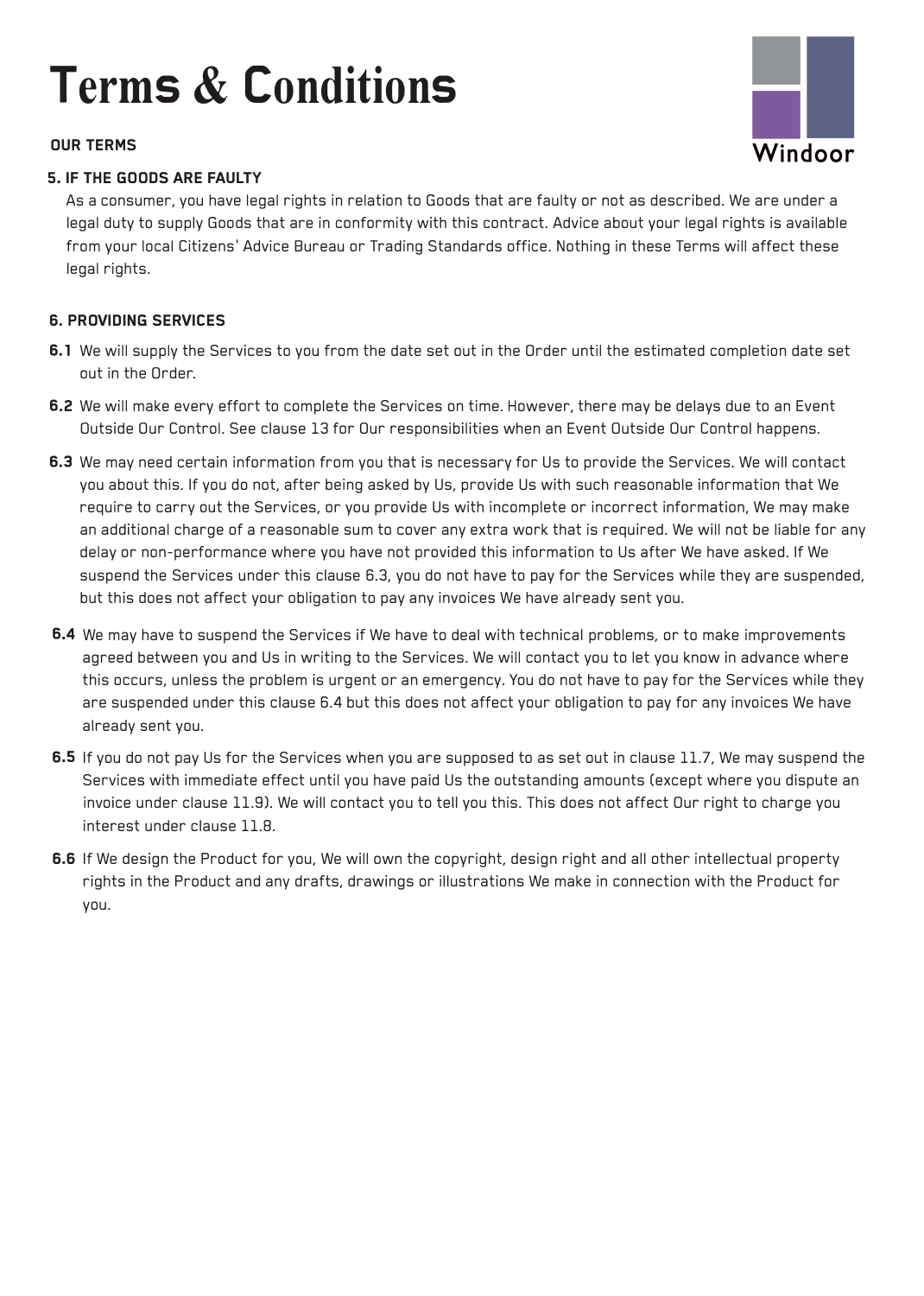# Terms & Conditions

Windoor

**OUR TERMS**

### 5. IF THE GOODS ARE FAULTY

As a consumer, you have legal rights in relation to Goods that are faulty or not as described. We are under a legal duty to supply Goods that are in conformity with this contract. Advice about your legal rights is available from your local Citizens' Advice Bureau or Trading Standards office. Nothing in these Terms will affect these legal rights.

### 6. PROVIDING SERVICES

**6.1** We will supply the Services to you from the date set out in the Order until the estimated completion date set out in the Order.

**6.2** We will make every effort to complete the Services on time. However, there may be delays due to an Event Outside Our Control. See clause 13 for Our responsibilities when an Event Outside Our Control happens.

**6.3** We may need certain information from you that is necessary for Us to provide the Services. We will contact you about this. If you do not, after being asked by Us, provide Us with such reasonable information that We require to carry out the Services, or you provide Us with incomplete or incorrect information, We may make an additional charge of a reasonable sum to cover any extra work that is required. We will not be liable for any delay or non-performance where you have not provided this information to Us after We have asked. If We suspend the Services under this clause 6.3, you do not have to pay for the Services while they are suspended, but this does not affect your obligation to pay any invoices We have already sent you.

**6.4** We may have to suspend the Services if We have to deal with technical problems, or to make improvements agreed between you and Us in writing to the Services. We will contact you to let you know in advance where this occurs, unless the problem is urgent or an emergency. You do not have to pay for the Services while they are suspended under this clause 6.4 but this does not affect your obligation to pay for any invoices We have already sent you.

**6.5** If you do not pay Us for the Services when you are supposed to as set out in clause 11.7, We may suspend the Services with immediate effect until you have paid Us the outstanding amounts (except where you dispute an invoice under clause 11.9). We will contact you to tell you this. This does not affect Our right to charge you interest under clause 11.8.

**6.6** If We design the Product for you, We will own the copyright, design right and all other intellectual property rights in the Product and any drafts, drawings or illustrations We make in connection with the Product for you.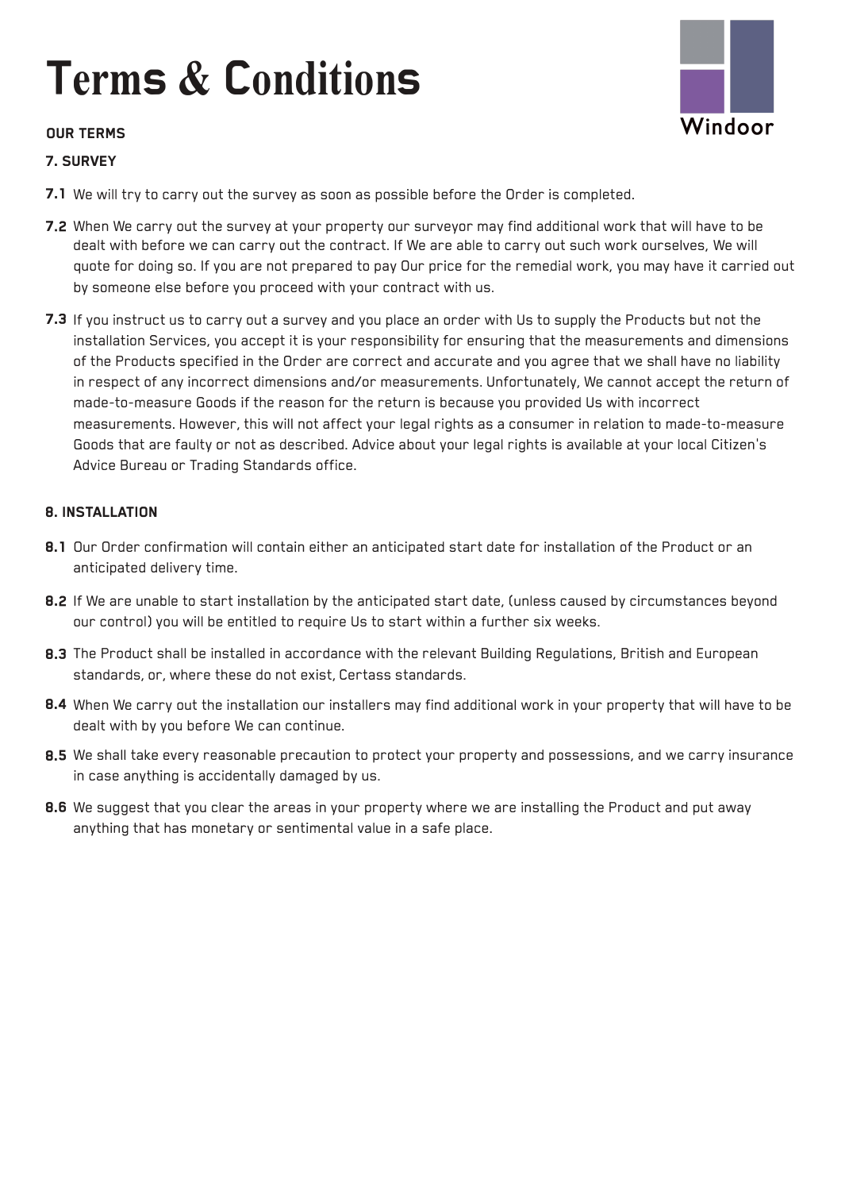# Terms & Conditions

Windoor

**OUR TERMS**

**7. SURVEY**

**7.1** We will try to carry out the survey as soon as possible before the Order is completed.

**7.2** When We carry out the survey at your property our surveyor may find additional work that will have to be dealt with before we can carry out the contract. If We are able to carry out such work ourselves, We will quote for doing so. If you are not prepared to pay Our price for the remedial work, you may have it carried out by someone else before you proceed with your contract with us.

**7.3** If you instruct us to carry out a survey and you place an order with Us to supply the Products but not the installation Services, you accept it is your responsibility for ensuring that the measurements and dimensions of the Products specified in the Order are correct and accurate and you agree that we shall have no liability in respect of any incorrect dimensions and/or measurements. Unfortunately, We cannot accept the return of made-to-measure Goods if the reason for the return is because you provided Us with incorrect measurements. However, this will not affect your legal rights as a consumer in relation to made-to-measure Goods that are faulty or not as described. Advice about your legal rights is available at your local Citizen's Advice Bureau or Trading Standards office.

**8. INSTALLATION**

**8.1** Our Order confirmation will contain either an anticipated start date for installation of the Product or an anticipated delivery time.

**8.2** If We are unable to start installation by the anticipated start date, (unless caused by circumstances beyond our control) you will be entitled to require Us to start within a further six weeks.

**8.3** The Product shall be installed in accordance with the relevant Building Regulations, British and European standards, or, where these do not exist, Certass standards.

**8.4** When We carry out the installation our installers may find additional work in your property that will have to be dealt with by you before We can continue.

**8.5** We shall take every reasonable precaution to protect your property and possessions, and we carry insurance in case anything is accidentally damaged by us.

**8.6** We suggest that you clear the areas in your property where we are installing the Product and put away anything that has monetary or sentimental value in a safe place.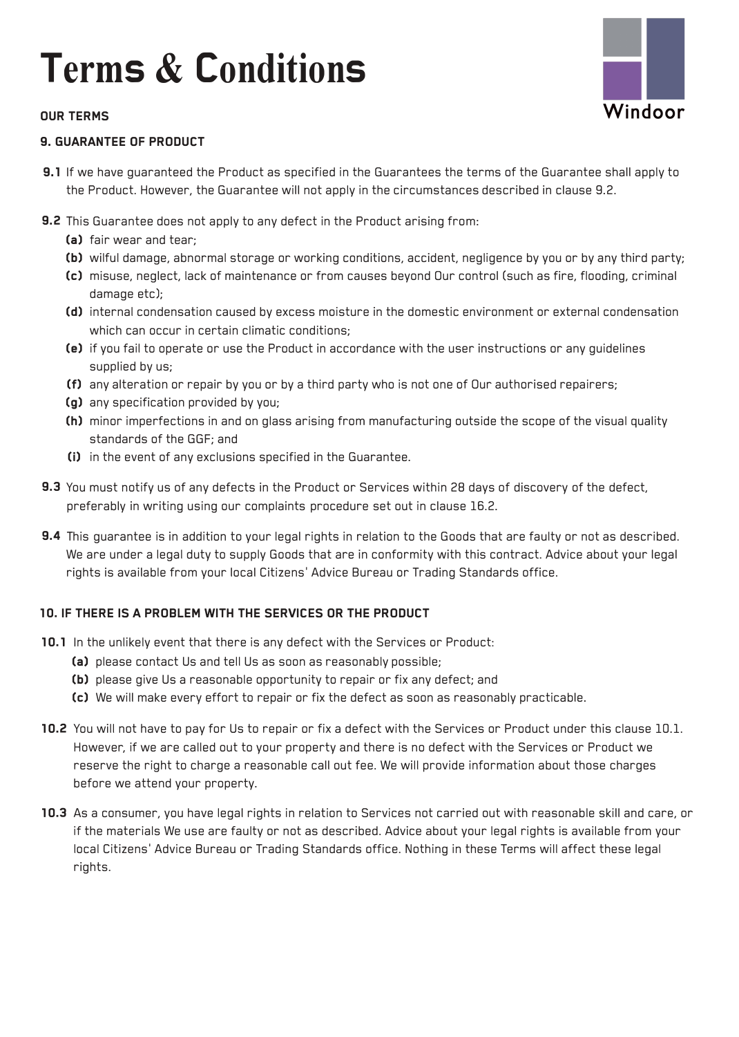# Terms & Conditions

Windoor

**OUR TERMS**

**9. GUARANTEE OF PRODUCT**

**9.1** If we have guaranteed the Product as specified in the Guarantees the terms of the Guarantee shall apply to the Product. However, the Guarantee will not apply in the circumstances described in clause 9.2.

**9.2** This Guarantee does not apply to any defect in the Product arising from:

- **(a)** fair wear and tear;
- **(b)** wilful damage, abnormal storage or working conditions, accident, negligence by you or by any third party;
- **(c)** misuse, neglect, lack of maintenance or from causes beyond Our control (such as fire, flooding, criminal damage etc);
- **(d)** internal condensation caused by excess moisture in the domestic environment or external condensation which can occur in certain climatic conditions;
- **(e)** if you fail to operate or use the Product in accordance with the user instructions or any guidelines supplied by us;
- **(f)** any alteration or repair by you or by a third party who is not one of Our authorised repairers;
- **(g)** any specification provided by you;
- **(h)** minor imperfections in and on glass arising from manufacturing outside the scope of the visual quality standards of the GGF; and
- **(i)** in the event of any exclusions specified in the Guarantee.

**9.3** You must notify us of any defects in the Product or Services within 28 days of discovery of the defect, preferably in writing using our complaints procedure set out in clause 16.2.

**9.4** This guarantee is in addition to your legal rights in relation to the Goods that are faulty or not as described. We are under a legal duty to supply Goods that are in conformity with this contract. Advice about your legal rights is available from your local Citizens' Advice Bureau or Trading Standards office.

**10. IF THERE IS A PROBLEM WITH THE SERVICES OR THE PRODUCT**

**10.1** In the unlikely event that there is any defect with the Services or Product:

- **(a)** please contact Us and tell Us as soon as reasonably possible;
- **(b)** please give Us a reasonable opportunity to repair or fix any defect; and
- **(c)** We will make every effort to repair or fix the defect as soon as reasonably practicable.

**10.2** You will not have to pay for Us to repair or fix a defect with the Services or Product under this clause 10.1. However, if we are called out to your property and there is no defect with the Services or Product we reserve the right to charge a reasonable call out fee. We will provide information about those charges before we attend your property.

**10.3** As a consumer, you have legal rights in relation to Services not carried out with reasonable skill and care, or if the materials We use are faulty or not as described. Advice about your legal rights is available from your local Citizens' Advice Bureau or Trading Standards office. Nothing in these Terms will affect these legal rights.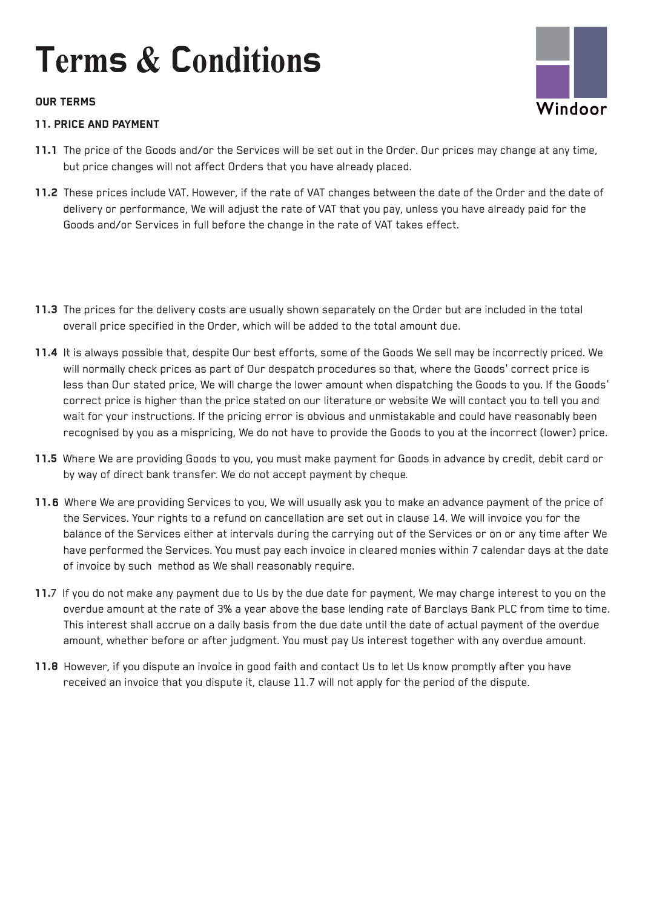# Terms & Conditions

**OUR TERMS**

**11. PRICE AND PAYMENT**

**11.1** The price of the Goods and/or the Services will be set out in the Order. Our prices may change at any time, but price changes will not affect Orders that you have already placed.

**11.2** These prices include VAT. However, if the rate of VAT changes between the date of the Order and the date of delivery or performance, We will adjust the rate of VAT that you pay, unless you have already paid for the Goods and/or Services in full before the change in the rate of VAT takes effect.

**11.3** The prices for the delivery costs are usually shown separately on the Order but are included in the total overall price specified in the Order, which will be added to the total amount due.

**11.4** It is always possible that, despite Our best efforts, some of the Goods We sell may be incorrectly priced. We will normally check prices as part of Our despatch procedures so that, where the Goods' correct price is less than Our stated price, We will charge the lower amount when dispatching the Goods to you. If the Goods' correct price is higher than the price stated on our literature or website We will contact you to tell you and wait for your instructions. If the pricing error is obvious and unmistakable and could have reasonably been recognised by you as a mispricing, We do not have to provide the Goods to you at the incorrect (lower) price.

**11.5** Where We are providing Goods to you, you must make payment for Goods in advance by credit, debit card or by way of direct bank transfer. We do not accept payment by cheque.

**11.6** Where We are providing Services to you, We will usually ask you to make an advance payment of the price of the Services. Your rights to a refund on cancellation are set out in clause 14. We will invoice you for the balance of the Services either at intervals during the carrying out of the Services or on or any time after We have performed the Services. You must pay each invoice in cleared monies within 7 calendar days at the date of invoice by such method as We shall reasonably require.

**11.7** If you do not make any payment due to Us by the due date for payment, We may charge interest to you on the overdue amount at the rate of 3% a year above the base lending rate of Barclays Bank PLC from time to time. This interest shall accrue on a daily basis from the due date until the date of actual payment of the overdue amount, whether before or after judgment. You must pay Us interest together with any overdue amount.

**11.8** However, if you dispute an invoice in good faith and contact Us to let Us know promptly after you have received an invoice that you dispute it, clause 11.7 will not apply for the period of the dispute.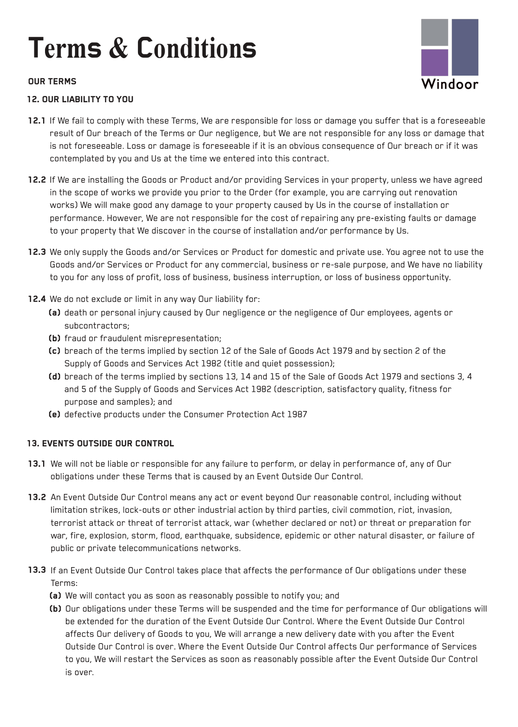# Terms & Conditions

**OUR TERMS**

**12. OUR LIABILITY TO YOU**

**12.1** If We fail to comply with these Terms, We are responsible for loss or damage you suffer that is a foreseeable result of Our breach of the Terms or Our negligence, but We are not responsible for any loss or damage that is not foreseeable. Loss or damage is foreseeable if it is an obvious consequence of Our breach or if it was contemplated by you and Us at the time we entered into this contract.

**12.2** If We are installing the Goods or Product and/or providing Services in your property, unless we have agreed in the scope of works we provide you prior to the Order (for example, you are carrying out renovation works) We will make good any damage to your property caused by Us in the course of installation or performance. However, We are not responsible for the cost of repairing any pre-existing faults or damage to your property that We discover in the course of installation and/or performance by Us.

**12.3** We only supply the Goods and/or Services or Product for domestic and private use. You agree not to use the Goods and/or Services or Product for any commercial, business or re-sale purpose, and We have no liability to you for any loss of profit, loss of business, business interruption, or loss of business opportunity.

**12.4** We do not exclude or limit in any way Our liability for:

- **(a)** death or personal injury caused by Our negligence or the negligence of Our employees, agents or subcontractors;
- **(b)** fraud or fraudulent misrepresentation;
- **(c)** breach of the terms implied by section 12 of the Sale of Goods Act 1979 and by section 2 of the Supply of Goods and Services Act 1982 (title and quiet possession);
- **(d)** breach of the terms implied by sections 13, 14 and 15 of the Sale of Goods Act 1979 and sections 3, 4 and 5 of the Supply of Goods and Services Act 1982 (description, satisfactory quality, fitness for purpose and samples); and
- **(e)** defective products under the Consumer Protection Act 1987

**13. EVENTS OUTSIDE OUR CONTROL**

**13.1** We will not be liable or responsible for any failure to perform, or delay in performance of, any of Our obligations under these Terms that is caused by an Event Outside Our Control.

**13.2** An Event Outside Our Control means any act or event beyond Our reasonable control, including without limitation strikes, lock-outs or other industrial action by third parties, civil commotion, riot, invasion, terrorist attack or threat of terrorist attack, war (whether declared or not) or threat or preparation for war, fire, explosion, storm, flood, earthquake, subsidence, epidemic or other natural disaster, or failure of public or private telecommunications networks.

**13.3** If an Event Outside Our Control takes place that affects the performance of Our obligations under these Terms:

- **(a)** We will contact you as soon as reasonably possible to notify you; and
- **(b)** Our obligations under these Terms will be suspended and the time for performance of Our obligations will be extended for the duration of the Event Outside Our Control. Where the Event Outside Our Control affects Our delivery of Goods to you, We will arrange a new delivery date with you after the Event Outside Our Control is over. Where the Event Outside Our Control affects Our performance of Services to you, We will restart the Services as soon as reasonably possible after the Event Outside Our Control is over.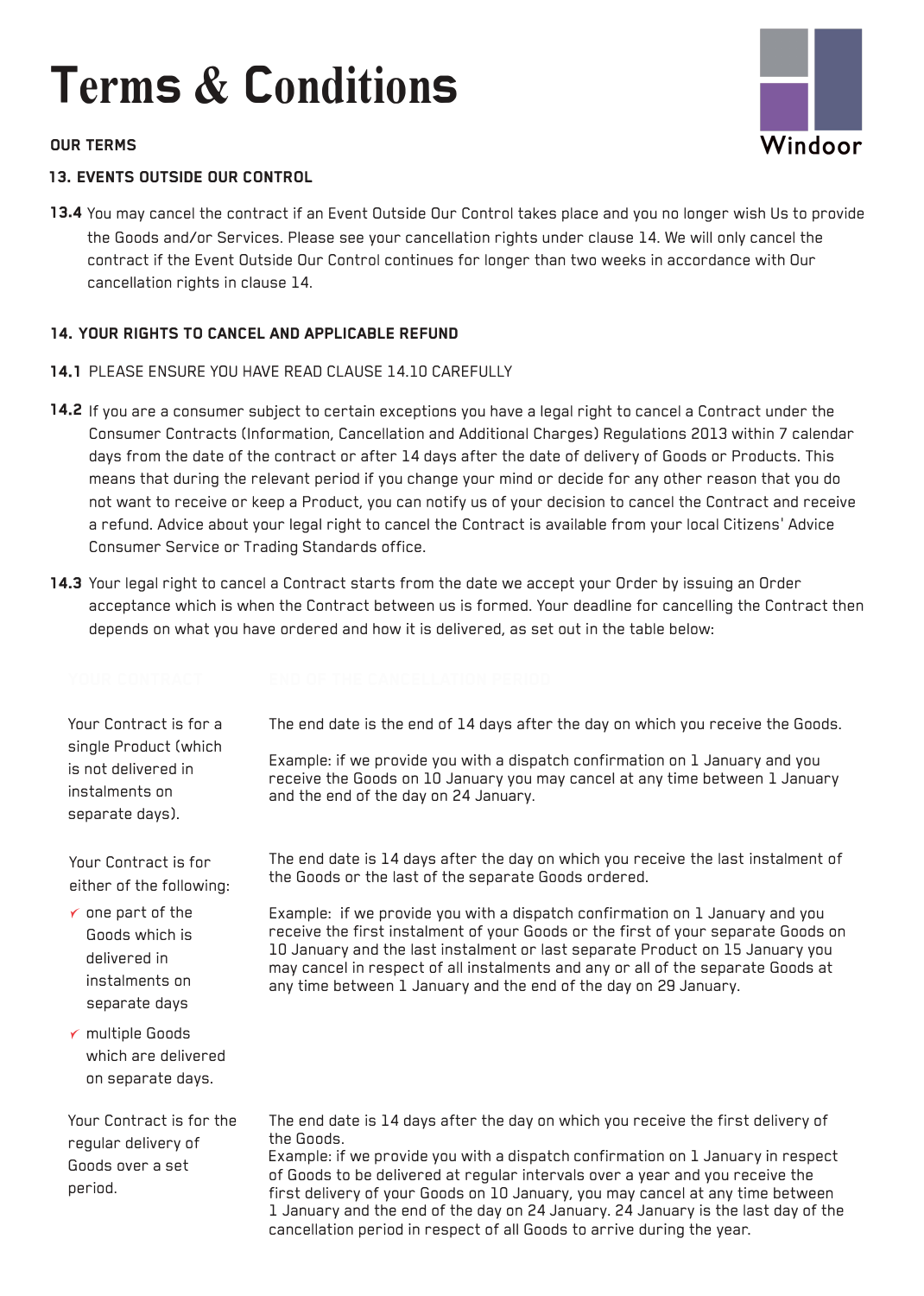# Terms & Conditions

**OUR TERMS**

**13. EVENTS OUTSIDE OUR CONTROL**

**13.4** You may cancel the contract if an Event Outside Our Control takes place and you no longer wish Us to provide the Goods and/or Services. Please see your cancellation rights under clause 14. We will only cancel the contract if the Event Outside Our Control continues for longer than two weeks in accordance with Our cancellation rights in clause 14.

**14. YOUR RIGHTS TO CANCEL AND APPLICABLE REFUND**

**14.1** PLEASE ENSURE YOU HAVE READ CLAUSE 14.10 CAREFULLY

**14.2** If you are a consumer subject to certain exceptions you have a legal right to cancel a Contract under the Consumer Contracts (Information, Cancellation and Additional Charges) Regulations 2013 within 7 calendar days from the date of the contract or after 14 days after the date of delivery of Goods or Products. This means that during the relevant period if you change your mind or decide for any other reason that you do not want to receive or keep a Product, you can notify us of your decision to cancel the Contract and receive a refund. Advice about your legal right to cancel the Contract is available from your local Citizens' Advice Consumer Service or Trading Standards office.

**14.3** Your legal right to cancel a Contract starts from the date we accept your Order by issuing an Order acceptance which is when the Contract between us is formed. Your deadline for cancelling the Contract then depends on what you have ordered and how it is delivered, as set out in the table below:

| YOUR CONTRACT | END OF THE CANCELLATION PERIOD |
|---|---|
| Your Contract is for a single Product (which is not delivered in instalments on separate days). | The end date is the end of 14 days after the day on which you receive the Goods.<br><br>Example: if we provide you with a dispatch confirmation on 1 January and you receive the Goods on 10 January you may cancel at any time between 1 January and the end of the day on 24 January. |
| Your Contract is for either of the following:<br>✓ one part of the Goods which is delivered in instalments on separate days<br>✓ multiple Goods which are delivered on separate days. | The end date is 14 days after the day on which you receive the last instalment of the Goods or the last of the separate Goods ordered.<br><br>Example: if we provide you with a dispatch confirmation on 1 January and you receive the first instalment of your Goods or the first of your separate Goods on 10 January and the last instalment or last separate Product on 15 January you may cancel in respect of all instalments and any or all of the separate Goods at any time between 1 January and the end of the day on 29 January. |
| Your Contract is for the regular delivery of Goods over a set period. | The end date is 14 days after the day on which you receive the first delivery of the Goods.<br>Example: if we provide you with a dispatch confirmation on 1 January in respect of Goods to be delivered at regular intervals over a year and you receive the first delivery of your Goods on 10 January, you may cancel at any time between 1 January and the end of the day on 24 January. 24 January is the last day of the cancellation period in respect of all Goods to arrive during the year. |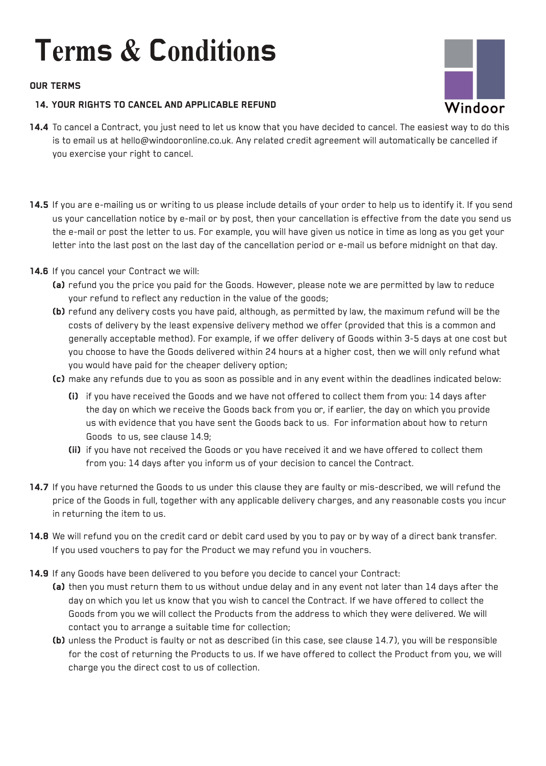# Terms & Conditions

**OUR TERMS**

**14. YOUR RIGHTS TO CANCEL AND APPLICABLE REFUND**

**14.4** To cancel a Contract, you just need to let us know that you have decided to cancel. The easiest way to do this is to email us at hello@windooronline.co.uk. Any related credit agreement will automatically be cancelled if you exercise your right to cancel.

**14.5** If you are e-mailing us or writing to us please include details of your order to help us to identify it. If you send us your cancellation notice by e-mail or by post, then your cancellation is effective from the date you send us the e-mail or post the letter to us. For example, you will have given us notice in time as long as you get your letter into the last post on the last day of the cancellation period or e-mail us before midnight on that day.

**14.6** If you cancel your Contract we will:

- **(a)** refund you the price you paid for the Goods. However, please note we are permitted by law to reduce your refund to reflect any reduction in the value of the goods;
- **(b)** refund any delivery costs you have paid, although, as permitted by law, the maximum refund will be the costs of delivery by the least expensive delivery method we offer (provided that this is a common and generally acceptable method). For example, if we offer delivery of Goods within 3-5 days at one cost but you choose to have the Goods delivered within 24 hours at a higher cost, then we will only refund what you would have paid for the cheaper delivery option;
- **(c)** make any refunds due to you as soon as possible and in any event within the deadlines indicated below:
  - **(i)** if you have received the Goods and we have not offered to collect them from you: 14 days after the day on which we receive the Goods back from you or, if earlier, the day on which you provide us with evidence that you have sent the Goods back to us. For information about how to return Goods to us, see clause 14.9;
  - **(ii)** if you have not received the Goods or you have received it and we have offered to collect them from you: 14 days after you inform us of your decision to cancel the Contract.

**14.7** If you have returned the Goods to us under this clause they are faulty or mis-described, we will refund the price of the Goods in full, together with any applicable delivery charges, and any reasonable costs you incur in returning the item to us.

**14.8** We will refund you on the credit card or debit card used by you to pay or by way of a direct bank transfer. If you used vouchers to pay for the Product we may refund you in vouchers.

**14.9** If any Goods have been delivered to you before you decide to cancel your Contract:

- **(a)** then you must return them to us without undue delay and in any event not later than 14 days after the day on which you let us know that you wish to cancel the Contract. If we have offered to collect the Goods from you we will collect the Products from the address to which they were delivered. We will contact you to arrange a suitable time for collection;
- **(b)** unless the Product is faulty or not as described (in this case, see clause 14.7), you will be responsible for the cost of returning the Products to us. If we have offered to collect the Product from you, we will charge you the direct cost to us of collection.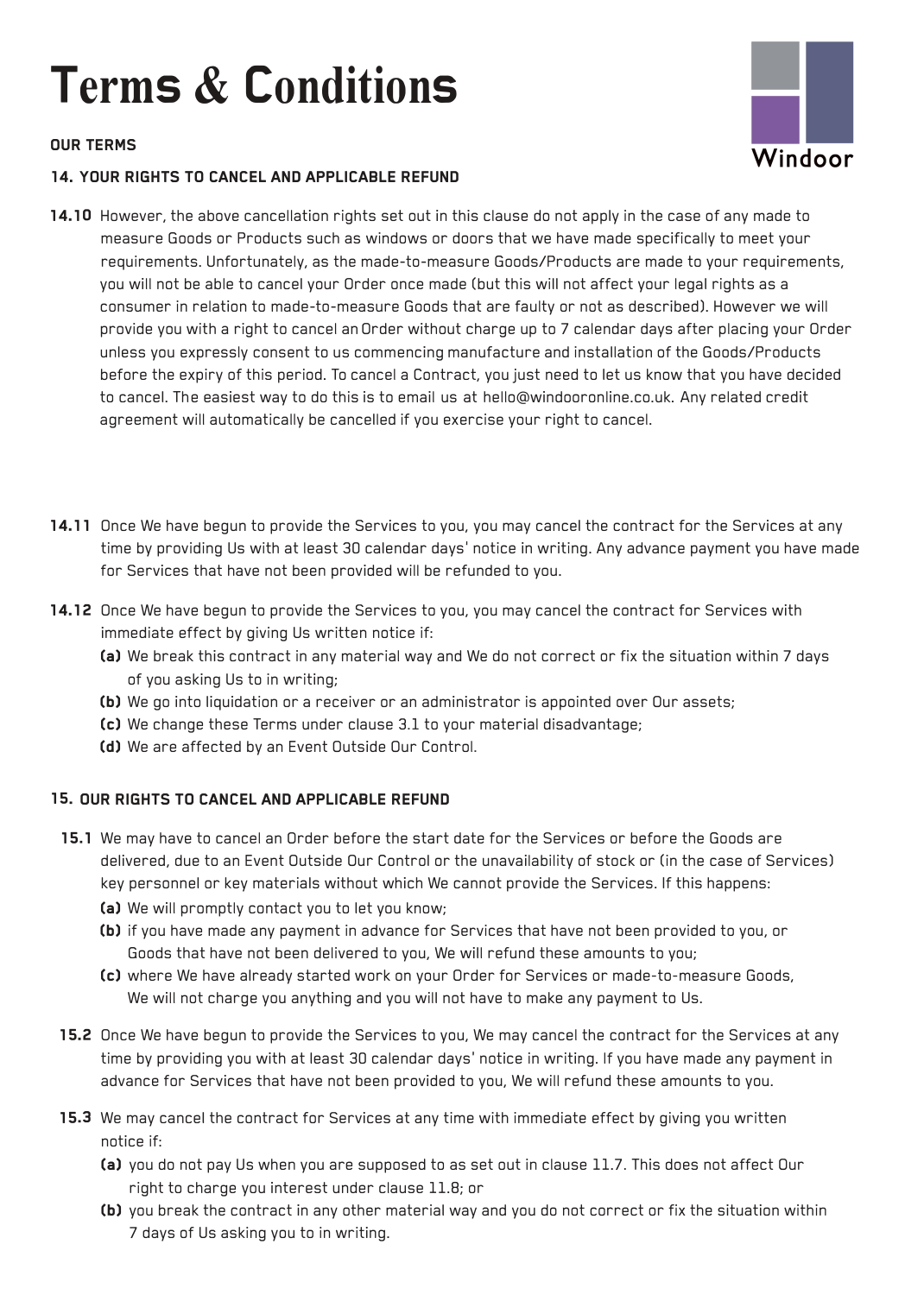# Terms & Conditions

**OUR TERMS**

### 14. YOUR RIGHTS TO CANCEL AND APPLICABLE REFUND

**14.10** However, the above cancellation rights set out in this clause do not apply in the case of any made to measure Goods or Products such as windows or doors that we have made specifically to meet your requirements. Unfortunately, as the made-to-measure Goods/Products are made to your requirements, you will not be able to cancel your Order once made (but this will not affect your legal rights as a consumer in relation to made-to-measure Goods that are faulty or not as described). However we will provide you with a right to cancel an Order without charge up to 7 calendar days after placing your Order unless you expressly consent to us commencing manufacture and installation of the Goods/Products before the expiry of this period. To cancel a Contract, you just need to let us know that you have decided to cancel. The easiest way to do this is to email us at hello@windooronline.co.uk. Any related credit agreement will automatically be cancelled if you exercise your right to cancel.

**14.11** Once We have begun to provide the Services to you, you may cancel the contract for the Services at any time by providing Us with at least 30 calendar days' notice in writing. Any advance payment you have made for Services that have not been provided will be refunded to you.

**14.12** Once We have begun to provide the Services to you, you may cancel the contract for Services with immediate effect by giving Us written notice if:

- **(a)** We break this contract in any material way and We do not correct or fix the situation within 7 days of you asking Us to in writing;
- **(b)** We go into liquidation or a receiver or an administrator is appointed over Our assets;
- **(c)** We change these Terms under clause 3.1 to your material disadvantage;
- **(d)** We are affected by an Event Outside Our Control.

### 15. OUR RIGHTS TO CANCEL AND APPLICABLE REFUND

**15.1** We may have to cancel an Order before the start date for the Services or before the Goods are delivered, due to an Event Outside Our Control or the unavailability of stock or (in the case of Services) key personnel or key materials without which We cannot provide the Services. If this happens:

- **(a)** We will promptly contact you to let you know;
- **(b)** if you have made any payment in advance for Services that have not been provided to you, or Goods that have not been delivered to you, We will refund these amounts to you;
- **(c)** where We have already started work on your Order for Services or made-to-measure Goods, We will not charge you anything and you will not have to make any payment to Us.

**15.2** Once We have begun to provide the Services to you, We may cancel the contract for the Services at any time by providing you with at least 30 calendar days' notice in writing. If you have made any payment in advance for Services that have not been provided to you, We will refund these amounts to you.

**15.3** We may cancel the contract for Services at any time with immediate effect by giving you written notice if:

- **(a)** you do not pay Us when you are supposed to as set out in clause 11.7. This does not affect Our right to charge you interest under clause 11.8; or
- **(b)** you break the contract in any other material way and you do not correct or fix the situation within 7 days of Us asking you to in writing.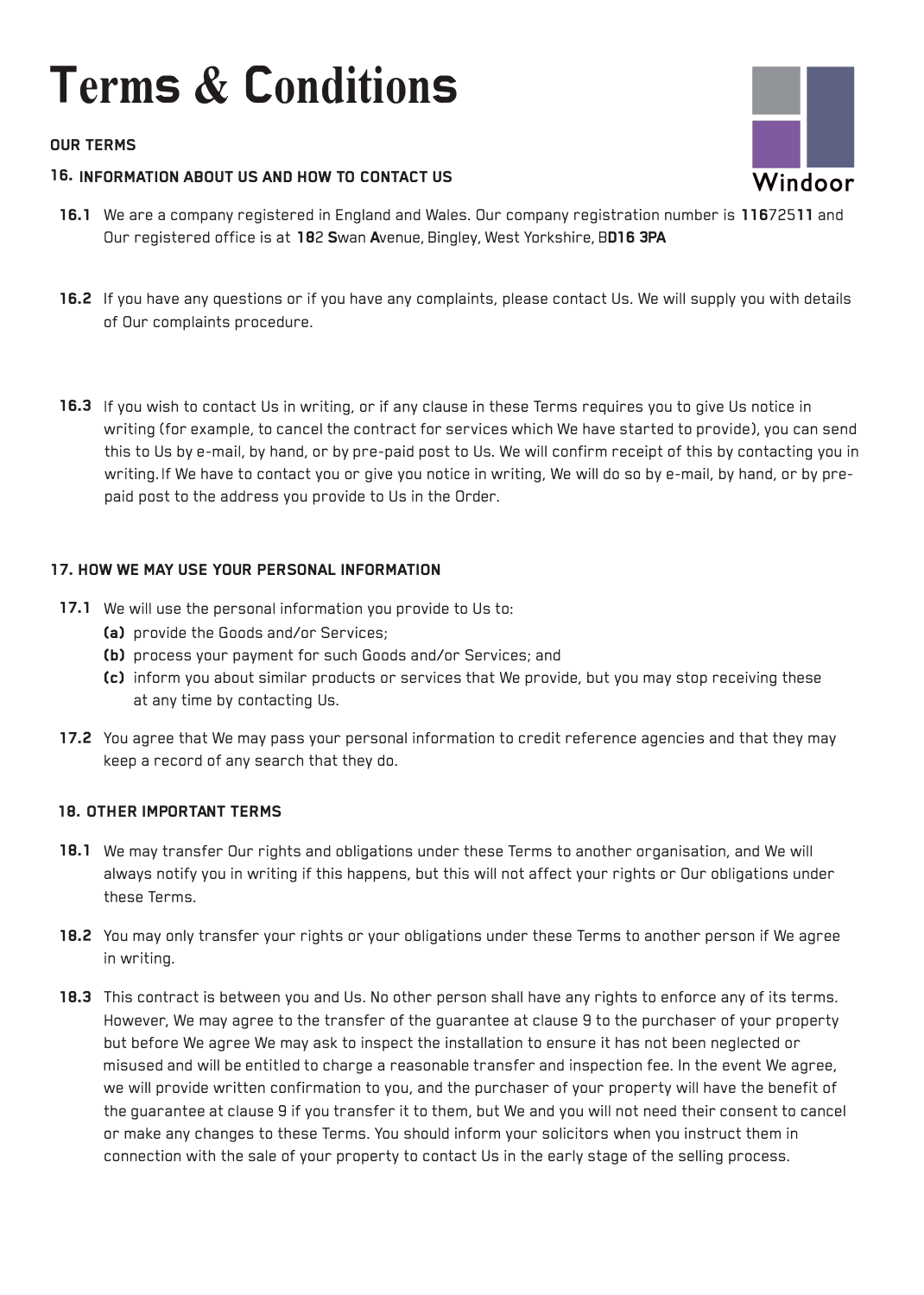# Terms & Conditions

**OUR TERMS**

## 16. INFORMATION ABOUT US AND HOW TO CONTACT US

**16.1** We are a company registered in England and Wales. Our company registration number is 11672511 and Our registered office is at 182 Swan Avenue, Bingley, West Yorkshire, BD16 3PA

**16.2** If you have any questions or if you have any complaints, please contact Us. We will supply you with details of Our complaints procedure.

**16.3** If you wish to contact Us in writing, or if any clause in these Terms requires you to give Us notice in writing (for example, to cancel the contract for services which We have started to provide), you can send this to Us by e-mail, by hand, or by pre-paid post to Us. We will confirm receipt of this by contacting you in writing. If We have to contact you or give you notice in writing, We will do so by e-mail, by hand, or by pre-paid post to the address you provide to Us in the Order.

## 17. HOW WE MAY USE YOUR PERSONAL INFORMATION

**17.1** We will use the personal information you provide to Us to:

- **(a)** provide the Goods and/or Services;
- **(b)** process your payment for such Goods and/or Services; and
- **(c)** inform you about similar products or services that We provide, but you may stop receiving these at any time by contacting Us.

**17.2** You agree that We may pass your personal information to credit reference agencies and that they may keep a record of any search that they do.

## 18. OTHER IMPORTANT TERMS

**18.1** We may transfer Our rights and obligations under these Terms to another organisation, and We will always notify you in writing if this happens, but this will not affect your rights or Our obligations under these Terms.

**18.2** You may only transfer your rights or your obligations under these Terms to another person if We agree in writing.

**18.3** This contract is between you and Us. No other person shall have any rights to enforce any of its terms. However, We may agree to the transfer of the guarantee at clause 9 to the purchaser of your property but before We agree We may ask to inspect the installation to ensure it has not been neglected or misused and will be entitled to charge a reasonable transfer and inspection fee. In the event We agree, we will provide written confirmation to you, and the purchaser of your property will have the benefit of the guarantee at clause 9 if you transfer it to them, but We and you will not need their consent to cancel or make any changes to these Terms. You should inform your solicitors when you instruct them in connection with the sale of your property to contact Us in the early stage of the selling process.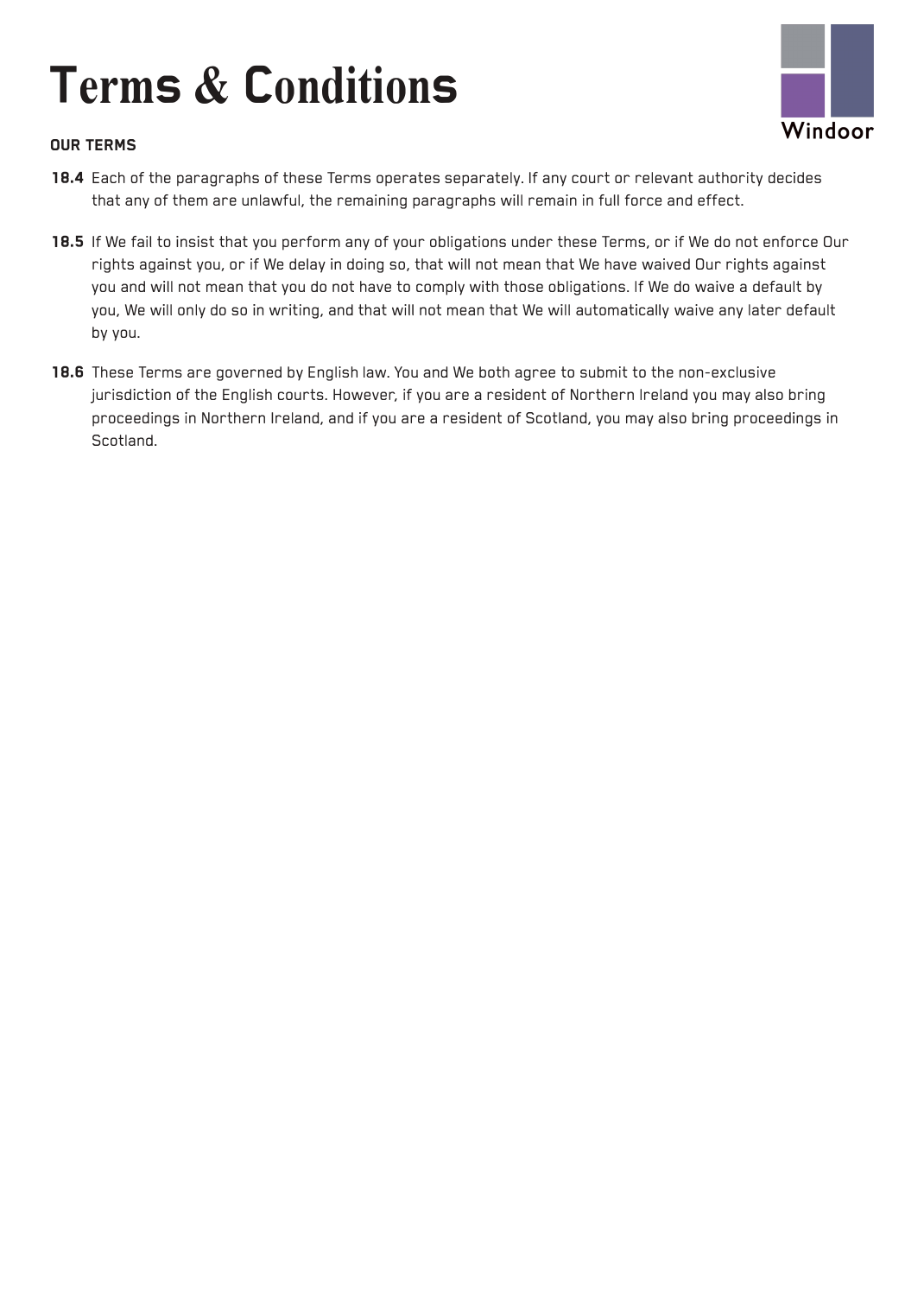# Terms & Conditions

### OUR TERMS

**18.4** Each of the paragraphs of these Terms operates separately. If any court or relevant authority decides that any of them are unlawful, the remaining paragraphs will remain in full force and effect.

**18.5** If We fail to insist that you perform any of your obligations under these Terms, or if We do not enforce Our rights against you, or if We delay in doing so, that will not mean that We have waived Our rights against you and will not mean that you do not have to comply with those obligations. If We do waive a default by you, We will only do so in writing, and that will not mean that We will automatically waive any later default by you.

**18.6** These Terms are governed by English law. You and We both agree to submit to the non-exclusive jurisdiction of the English courts. However, if you are a resident of Northern Ireland you may also bring proceedings in Northern Ireland, and if you are a resident of Scotland, you may also bring proceedings in Scotland.